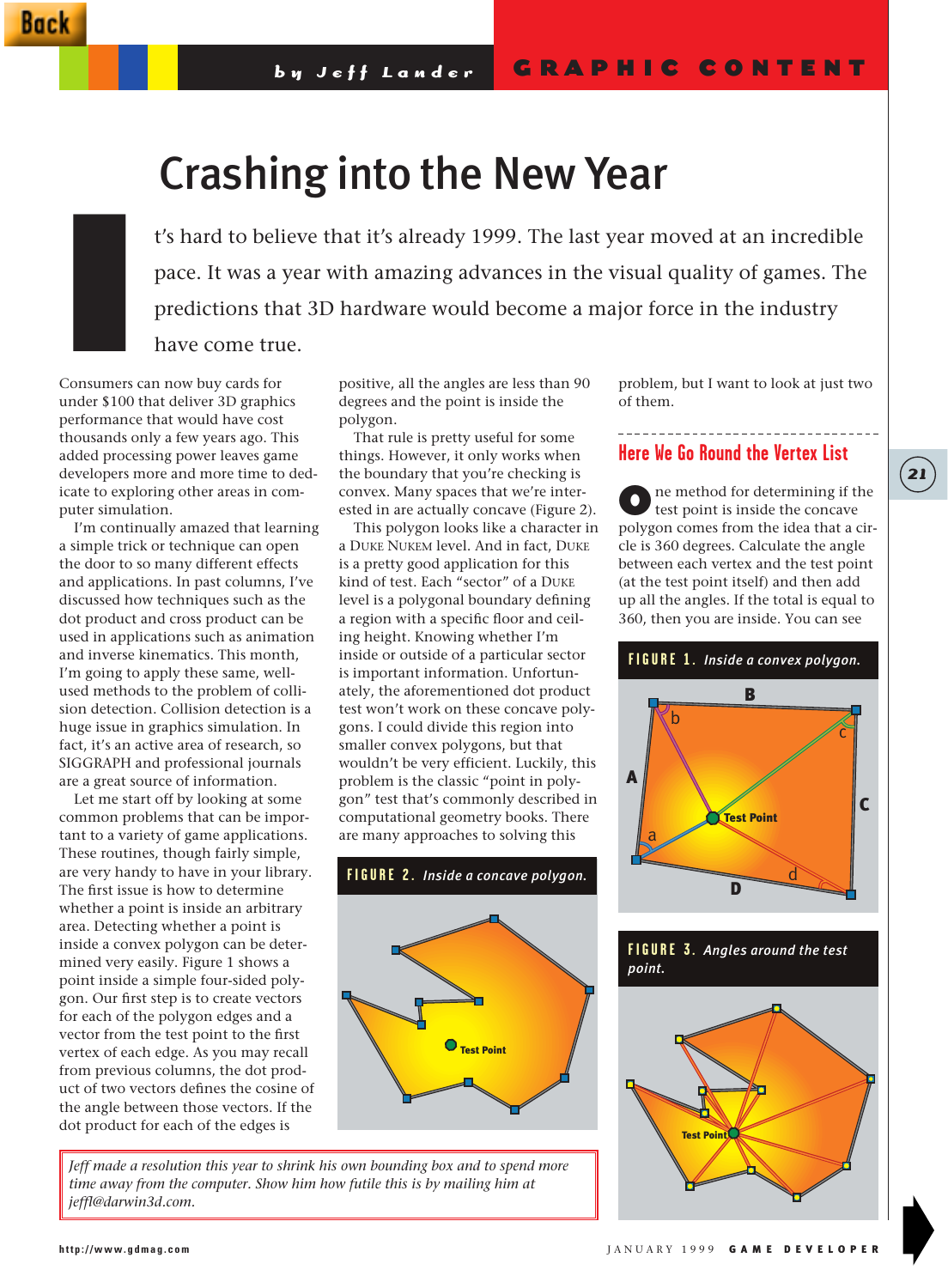# Crashing into the New Year

It's hard to believe that it's already 1999. The last year moved at an incredible pace. It was a year with amazing advances in the visual quality of games. The predictions that 3D hardware would become a major force in the industry have come true.

Consumers can now buy cards for under $100 that deliver 3D graphics performance that would have cost thousands only a few years ago. This added processing power leaves game developers more and more time to dedicate to exploring other areas in computer simulation.

I'm continually amazed that learning a simple trick or technique can open the door to so many different effects and applications. In past columns, I've discussed how techniques such as the dot product and cross product can be used in applications such as animation and inverse kinematics. This month, I'm going to apply these same, well-used methods to the problem of collision detection. Collision detection is a huge issue in graphics simulation. In fact, it's an active area of research, so SIGGRAPH and professional journals are a great source of information.

Let me start off by looking at some common problems that can be important to a variety of game applications. These routines, though fairly simple, are very handy to have in your library. The first issue is how to determine whether a point is inside an arbitrary area. Detecting whether a point is inside a convex polygon can be determined very easily. Figure 1 shows a point inside a simple four-sided polygon. Our first step is to create vectors for each of the polygon edges and a vector from the test point to the first vertex of each edge. As you may recall from previous columns, the dot product of two vectors defines the cosine of the angle between those vectors. If the dot product for each of the edges is positive, all the angles are less than 90 degrees and the point is inside the polygon.

That rule is pretty useful for some things. However, it only works when the boundary that you're checking is convex. Many spaces that we're interested in are actually concave (Figure 2). This polygon looks like a character in a DUKE NUKEM level. And in fact, DUKE is a pretty good application for this kind of test. Each "sector" of a DUKE level is a polygonal boundary defining a region with a specific floor and ceiling height. Knowing whether I'm inside or outside of a particular sector is important information. Unfortunately, the aforementioned dot product test won't work on these concave polygons. I could divide this region into smaller convex polygons, but that wouldn't be very efficient. Luckily, this problem is the classic "point in polygon" test that's commonly described in computational geometry books. There are many approaches to solving this problem, but I want to look at just two of them.

**FIGURE 2.** *Inside a concave polygon.*

## Here We Go Round the Vertex List

One method for determining if the test point is inside the concave polygon comes from the idea that a circle is 360 degrees. Calculate the angle between each vertex and the test point (at the test point itself) and then add up all the angles. If the total is equal to 360, then you are inside. You can see

**FIGURE 1.** *Inside a convex polygon.*

**FIGURE 3.** *Angles around the test point.*

*Jeff made a resolution this year to shrink his own bounding box and to spend more time away from the computer. Show him how futile this is by mailing him at jeffl@darwin3d.com.*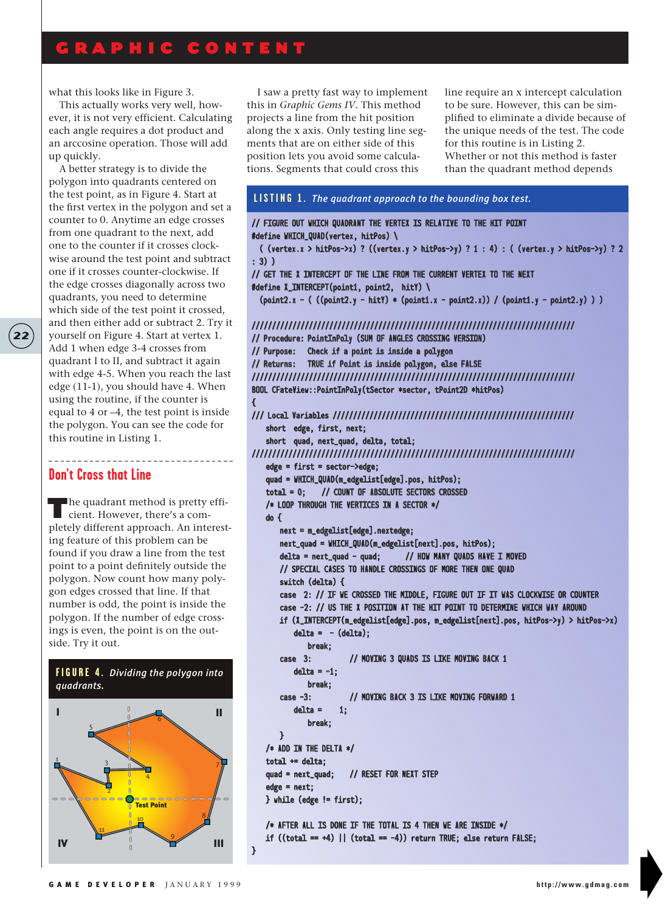what this looks like in Figure 3.

This actually works very well, however, it is not very efficient. Calculating each angle requires a dot product and an arccosine operation. Those will add up quickly.

A better strategy is to divide the polygon into quadrants centered on the test point, as in Figure 4. Start at the first vertex in the polygon and set a counter to 0. Anytime an edge crosses from one quadrant to the next, add one to the counter if it crosses clockwise around the test point and subtract one if it crosses counter-clockwise. If the edge crosses diagonally across two quadrants, you need to determine which side of the test point it crossed, and then either add or subtract 2. Try it yourself on Figure 4. Start at vertex 1. Add 1 when edge 3-4 crosses from quadrant I to II, and subtract it again with edge 4-5. When you reach the last edge (11-1), you should have 4. When using the routine, if the counter is equal to 4 or –4, the test point is inside the polygon. You can see the code for this routine in Listing 1.

## Don't Cross that Line

The quadrant method is pretty efficient. However, there's a completely different approach. An interesting feature of this problem can be found if you draw a line from the test point to a point definitely outside the polygon. Now count how many polygon edges crossed that line. If that number is odd, the point is inside the polygon. If the number of edge crossings is even, the point is on the outside. Try it out.

**FIGURE 4.** *Dividing the polygon into quadrants.*

I saw a pretty fast way to implement this in *Graphic Gems IV*. This method projects a line from the hit position along the x axis. Only testing line segments that are on either side of this position lets you avoid some calculations. Segments that could cross this line require an x intercept calculation to be sure. However, this can be simplified to eliminate a divide because of the unique needs of the test. The code for this routine is in Listing 2. Whether or not this method is faster than the quadrant method depends

**LISTING 1.** *The quadrant approach to the bounding box test.*

```
// FIGURE OUT WHICH QUADRANT THE VERTEX IS RELATIVE TO THE HIT POINT
#define WHICH_QUAD(vertex, hitPos) \
  ( (vertex.x > hitPos->x) ? ((vertex.y > hitPos->y) ? 1 : 4) : ( (vertex.y > hitPos->y) ? 2
: 3) )
// GET THE X INTERCEPT OF THE LINE FROM THE CURRENT VERTEX TO THE NEXT
#define X_INTERCEPT(point1, point2,  hitY) \
  (point2.x - ( ((point2.y - hitY) * (point1.x - point2.x)) / (point1.y - point2.y) ) )

///////////////////////////////////////////////////////////////////////////////
// Procedure: PointInPoly (SUM OF ANGLES CROSSING VERSION)
// Purpose:   Check if a point is inside a polygon
// Returns:   TRUE if Point is inside polygon, else FALSE
///////////////////////////////////////////////////////////////////////////////
BOOL CFateView::PointInPoly(tSector *sector, tPoint2D *hitPos)
{
/// Local Variables ///////////////////////////////////////////////////////////
    short  edge, first, next;
    short  quad, next_quad, delta, total;
///////////////////////////////////////////////////////////////////////////////
    edge = first = sector->edge;
    quad = WHICH_QUAD(m_edgelist[edge].pos, hitPos);
    total = 0;    // COUNT OF ABSOLUTE SECTORS CROSSED
    /* LOOP THROUGH THE VERTICES IN A SECTOR */
    do {
        next = m_edgelist[edge].nextedge;
        next_quad = WHICH_QUAD(m_edgelist[next].pos, hitPos);
        delta = next_quad - quad;      // HOW MANY QUADS HAVE I MOVED
        // SPECIAL CASES TO HANDLE CROSSINGS OF MORE THEN ONE QUAD
        switch (delta) {
        case  2: // IF WE CROSSED THE MIDDLE, FIGURE OUT IF IT WAS CLOCKWISE OR COUNTER
        case -2: // US THE X POSITION AT THE HIT POINT TO DETERMINE WHICH WAY AROUND
        if (X_INTERCEPT(m_edgelist[edge].pos, m_edgelist[next].pos, hitPos->y) > hitPos->x)
            delta =  - (delta);
                break;
        case  3:         // MOVING 3 QUADS IS LIKE MOVING BACK 1
            delta = -1;
                break;
        case -3:         // MOVING BACK 3 IS LIKE MOVING FORWARD 1
            delta =    1;
                break;
        }
    /* ADD IN THE DELTA */
    total += delta;
    quad = next_quad;    // RESET FOR NEXT STEP
    edge = next;
    } while (edge != first);

    /* AFTER ALL IS DONE IF THE TOTAL IS 4 THEN WE ARE INSIDE */
    if ((total == +4) || (total == -4)) return TRUE; else return FALSE;
}
```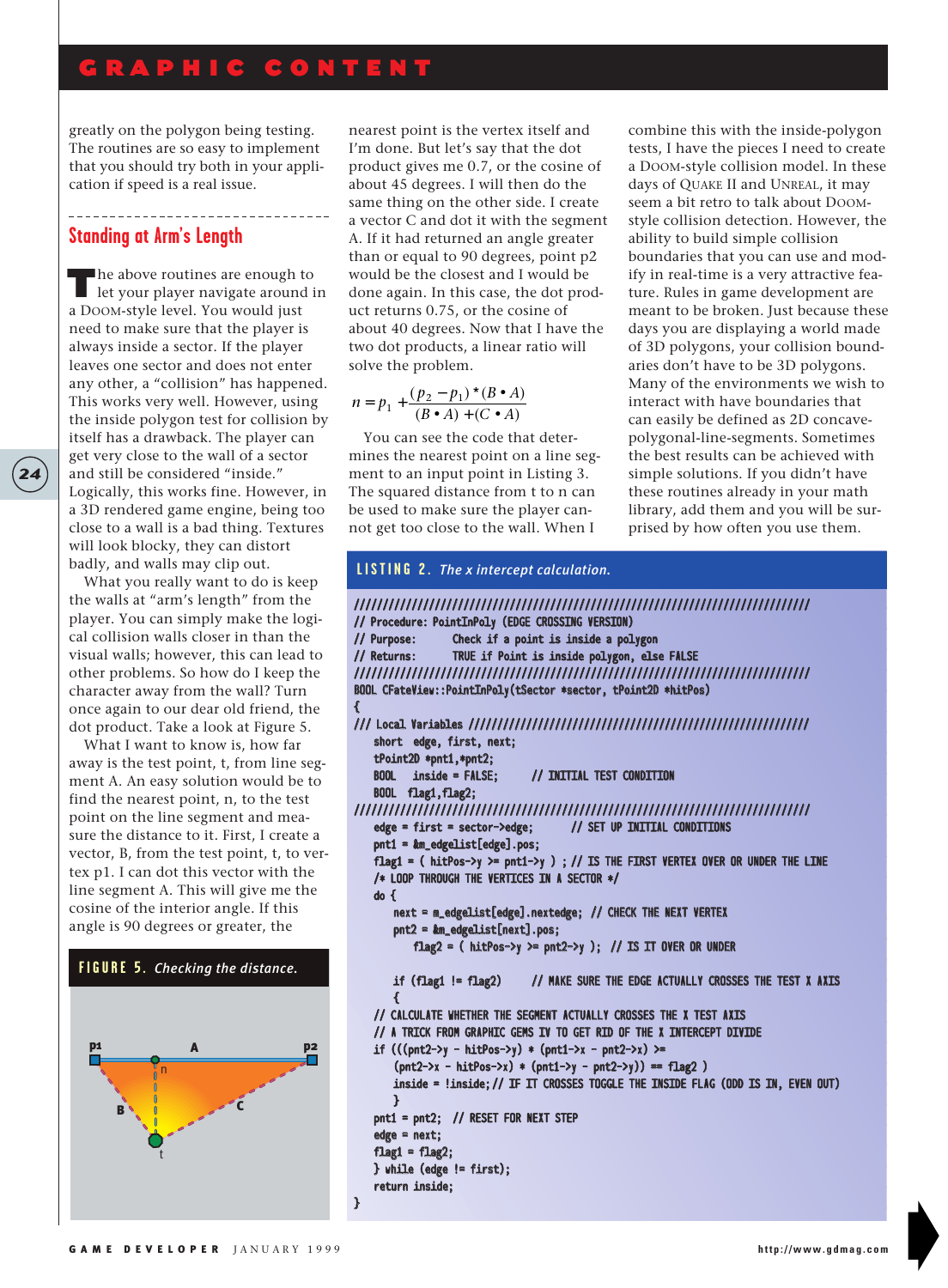greatly on the polygon being testing. The routines are so easy to implement that you should try both in your application if speed is a real issue.

## Standing at Arm's Length

The above routines are enough to let your player navigate around in a DOOM-style level. You would just need to make sure that the player is always inside a sector. If the player leaves one sector and does not enter any other, a "collision" has happened. This works very well. However, using the inside polygon test for collision by itself has a drawback. The player can get very close to the wall of a sector and still be considered "inside." Logically, this works fine. However, in a 3D rendered game engine, being too close to a wall is a bad thing. Textures will look blocky, they can distort badly, and walls may clip out.

What you really want to do is keep the walls at "arm's length" from the player. You can simply make the logical collision walls closer in than the visual walls; however, this can lead to other problems. So how do I keep the character away from the wall? Turn once again to our dear old friend, the dot product. Take a look at Figure 5.

What I want to know is, how far away is the test point, t, from line segment A. An easy solution would be to find the nearest point, n, to the test point on the line segment and measure the distance to it. First, I create a vector, B, from the test point, t, to vertex p1. I can dot this vector with the line segment A. This will give me the cosine of the interior angle. If this angle is 90 degrees or greater, the nearest point is the vertex itself and I'm done. But let's say that the dot product gives me 0.7, or the cosine of about 45 degrees. I will then do the same thing on the other side. I create a vector C and dot it with the segment A. If it had returned an angle greater than or equal to 90 degrees, point p2 would be the closest and I would be done again. In this case, the dot product returns 0.75, or the cosine of about 40 degrees. Now that I have the two dot products, a linear ratio will solve the problem.

$$n = p_1 + \frac{(p_2 - p_1) * (B \bullet A)}{(B \bullet A) + (C \bullet A)}$$

You can see the code that determines the nearest point on a line segment to an input point in Listing 3. The squared distance from t to n can be used to make sure the player cannot get too close to the wall. When I combine this with the inside-polygon tests, I have the pieces I need to create a DOOM-style collision model. In these days of QUAKE II and UNREAL, it may seem a bit retro to talk about DOOM-style collision detection. However, the ability to build simple collision boundaries that you can use and modify in real-time is a very attractive feature. Rules in game development are meant to be broken. Just because these days you are displaying a world made of 3D polygons, your collision boundaries don't have to be 3D polygons. Many of the environments we wish to interact with have boundaries that can easily be defined as 2D concave-polygonal-line-segments. Sometimes the best results can be achieved with simple solutions. If you didn't have these routines already in your math library, add them and you will be surprised by how often you use them.

**FIGURE 5.** *Checking the distance.*

**LISTING 2.** *The x intercept calculation.*

```
///////////////////////////////////////////////////////////////////////////////
// Procedure: PointInPoly (EDGE CROSSING VERSION)
// Purpose:     Check if a point is inside a polygon
// Returns:     TRUE if Point is inside polygon, else FALSE
///////////////////////////////////////////////////////////////////////////////
BOOL CFateView::PointInPoly(tSector *sector, tPoint2D *hitPos)
{
/// Local Variables ///////////////////////////////////////////////////////////
    short  edge, first, next;
    tPoint2D *pnt1,*pnt2;
    BOOL   inside = FALSE;      // INITIAL TEST CONDITION
    BOOL   flag1,flag2;
///////////////////////////////////////////////////////////////////////////////
    edge = first = sector->edge;      // SET UP INITIAL CONDITIONS
    pnt1 = &m_edgelist[edge].pos;
    flag1 = ( hitPos->y >= pnt1->y ) ; // IS THE FIRST VERTEX OVER OR UNDER THE LINE
    /* LOOP THROUGH THE VERTICES IN A SECTOR */
    do {
        next = m_edgelist[edge].nextedge;  // CHECK THE NEXT VERTEX
        pnt2 = &m_edgelist[next].pos;
            flag2 = ( hitPos->y >= pnt2->y );  // IS IT OVER OR UNDER

        if (flag1 != flag2)     // MAKE SURE THE EDGE ACTUALLY CROSSES THE TEST X AXIS
        {
    // CALCULATE WHETHER THE SEGMENT ACTUALLY CROSSES THE X TEST AXIS
    // A TRICK FROM GRAPHIC GEMS IV TO GET RID OF THE X INTERCEPT DIVIDE
    if (((pnt2->y - hitPos->y) * (pnt1->x - pnt2->x) >=
        (pnt2->x - hitPos->x) * (pnt1->y - pnt2->y)) == flag2 )
        inside = !inside; // IF IT CROSSES TOGGLE THE INSIDE FLAG (ODD IS IN, EVEN OUT)
        }
    pnt1 = pnt2;  // RESET FOR NEXT STEP
    edge = next;
    flag1 = flag2;
    } while (edge != first);
    return inside;
}
```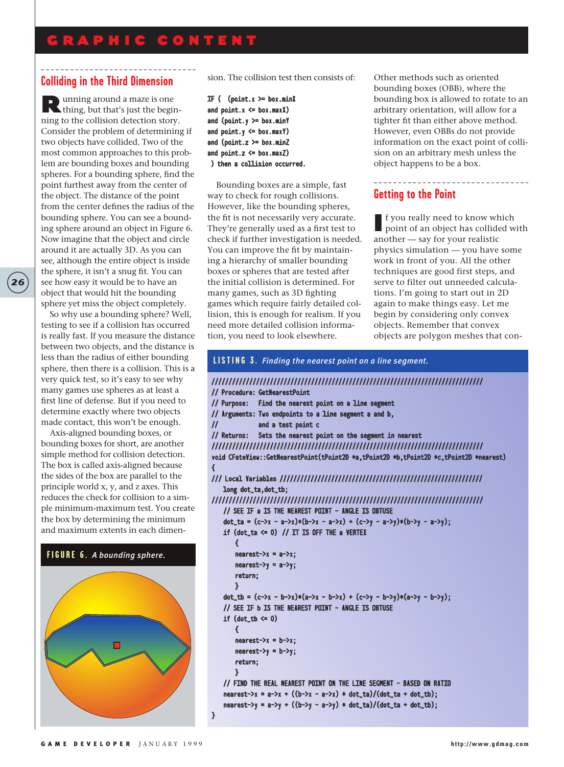## Colliding in the Third Dimension

Running around a maze is one thing, but that's just the beginning to the collision detection story. Consider the problem of determining if two objects have collided. Two of the most common approaches to this problem are bounding boxes and bounding spheres. For a bounding sphere, find the point furthest away from the center of the object. The distance of the point from the center defines the radius of the bounding sphere. You can see a bounding sphere around an object in Figure 6. Now imagine that the object and circle around it are actually 3D. As you can see, although the entire object is inside the sphere, it isn't a snug fit. You can see how easy it would be to have an object that would hit the bounding sphere yet miss the object completely.

So why use a bounding sphere? Well, testing to see if a collision has occurred is really fast. If you measure the distance between two objects, and the distance is less than the radius of either bounding sphere, then there is a collision. This is a very quick test, so it's easy to see why many games use spheres as at least a first line of defense. But if you need to determine exactly where two objects made contact, this won't be enough.

Axis-aligned bounding boxes, or bounding boxes for short, are another simple method for collision detection. The box is called axis-aligned because the sides of the box are parallel to the principle world x, y, and z axes. This reduces the check for collision to a simple minimum-maximum test. You create the box by determining the minimum and maximum extents in each dimension. The collision test then consists of:

```
IF (  (point.x >= box.minX
and point.x <= box.maxX)
and (point.y >= box.minY
and point.y <= box.maxY)
and (point.z >= box.minZ
and point.z <= box.maxZ)
 ) then a collision occurred.
```

Bounding boxes are a simple, fast way to check for rough collisions. However, like the bounding spheres, the fit is not necessarily very accurate. They're generally used as a first test to check if further investigation is needed. You can improve the fit by maintaining a hierarchy of smaller bounding boxes or spheres that are tested after the initial collision is determined. For many games, such as 3D fighting games which require fairly detailed collision, this is enough for realism. If you need more detailed collision information, you need to look elsewhere.

Other methods such as oriented bounding boxes (OBB), where the bounding box is allowed to rotate to an arbitrary orientation, will allow for a tighter fit than either above method. However, even OBBs do not provide information on the exact point of collision on an arbitrary mesh unless the object happens to be a box.

**FIGURE 6.** *A bounding sphere.*

## Getting to the Point

If you really need to know which point of an object has collided with another — say for your realistic physics simulation — you have some work in front of you. All the other techniques are good first steps, and serve to filter out unneeded calculations. I'm going to start out in 2D again to make things easy. Let me begin by considering only convex objects. Remember that convex objects are polygon meshes that con-

**LISTING 3.** *Finding the nearest point on a line segment.*

```
///////////////////////////////////////////////////////////////////////////////
// Procedure: GetNearestPoint
// Purpose:   Find the nearest point on a line segment
// Arguments: Two endpoints to a line segment a and b,
//            and a test point c
// Returns:   Sets the nearest point on the segment in nearest
///////////////////////////////////////////////////////////////////////////////
void CFateView::GetNearestPoint(tPoint2D *a,tPoint2D *b,tPoint2D *c,tPoint2D *nearest)
{
/// Local Variables ///////////////////////////////////////////////////////////
    long dot_ta,dot_tb;
///////////////////////////////////////////////////////////////////////////////
    // SEE IF a IS THE NEAREST POINT - ANGLE IS OBTUSE
    dot_ta = (c->x - a->x)*(b->x - a->x) + (c->y - a->y)*(b->y - a->y);
    if (dot_ta <= 0) // IT IS OFF THE a VERTEX
        {
        nearest->x = a->x;
        nearest->y = a->y;
        return;
        }
    dot_tb = (c->x - b->x)*(a->x - b->x) + (c->y - b->y)*(a->y - b->y);
    // SEE IF b IS THE NEAREST POINT - ANGLE IS OBTUSE
    if (dot_tb <= 0)
        {
        nearest->x = b->x;
        nearest->y = b->y;
        return;
        }
    // FIND THE REAL NEAREST POINT ON THE LINE SEGMENT - BASED ON RATIO
    nearest->x = a->x + ((b->x - a->x) * dot_ta)/(dot_ta + dot_tb);
    nearest->y = a->y + ((b->y - a->y) * dot_ta)/(dot_ta + dot_tb);
}
```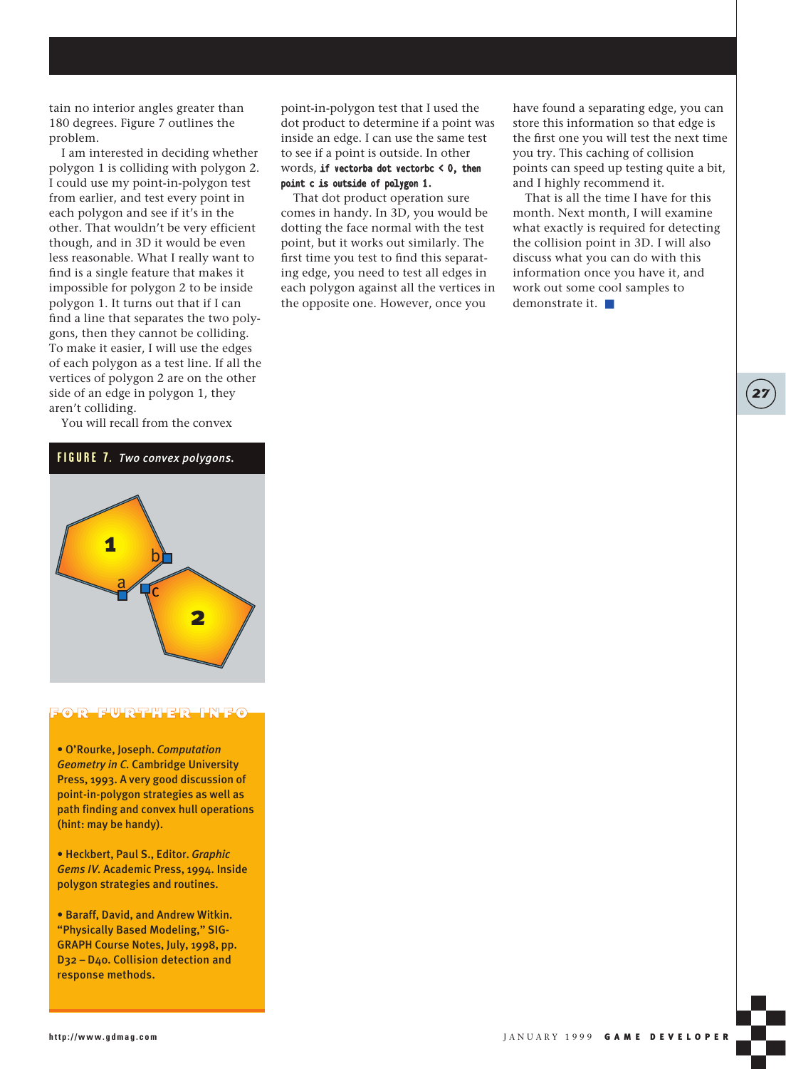tain no interior angles greater than 180 degrees. Figure 7 outlines the problem.

I am interested in deciding whether polygon 1 is colliding with polygon 2. I could use my point-in-polygon test from earlier, and test every point in each polygon and see if it's in the other. That wouldn't be very efficient though, and in 3D it would be even less reasonable. What I really want to find is a single feature that makes it impossible for polygon 2 to be inside polygon 1. It turns out that if I can find a line that separates the two polygons, then they cannot be colliding. To make it easier, I will use the edges of each polygon as a test line. If all the vertices of polygon 2 are on the other side of an edge in polygon 1, they aren't colliding.

You will recall from the convex point-in-polygon test that I used the dot product to determine if a point was inside an edge. I can use the same test to see if a point is outside. In other words, **if vectorba dot vectorbc < 0, then point c is outside of polygon 1.**

That dot product operation sure comes in handy. In 3D, you would be dotting the face normal with the test point, but it works out similarly. The first time you test to find this separating edge, you need to test all edges in each polygon against all the vertices in the opposite one. However, once you have found a separating edge, you can store this information so that edge is the first one you will test the next time you try. This caching of collision points can speed up testing quite a bit, and I highly recommend it.

That is all the time I have for this month. Next month, I will examine what exactly is required for detecting the collision point in 3D. I will also discuss what you can do with this information once you have it, and work out some cool samples to demonstrate it. ■

**FIGURE 7.** *Two convex polygons.*

1

b

a

c

2

## FOR FURTHER INFO

- O'Rourke, Joseph. *Computation Geometry in C.* Cambridge University Press, 1993. A very good discussion of point-in-polygon strategies as well as path finding and convex hull operations (hint: may be handy).
- Heckbert, Paul S., Editor. *Graphic Gems IV.* Academic Press, 1994. Inside polygon strategies and routines.
- Baraff, David, and Andrew Witkin. "Physically Based Modeling," SIGGRAPH Course Notes, July, 1998, pp. D32 – D40. Collision detection and response methods.